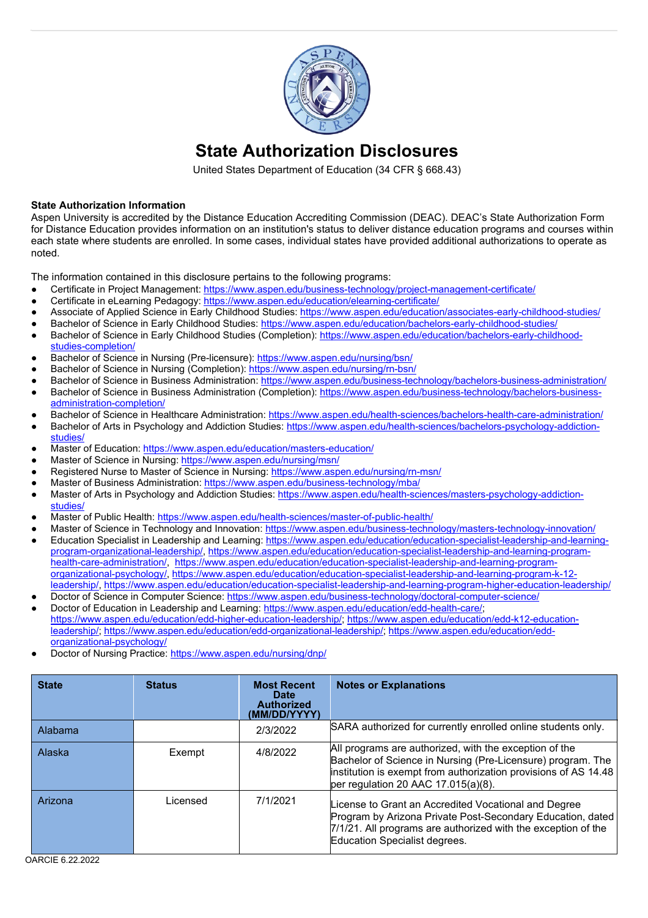# State Authorization Disclosures

United States Department of Education (34 CFR § 668.43)

**State Authorization Information**

Aspen University is accredited by the Distance Education Accrediting Commission (DEAC). DEAC's State Authorization Form for Distance Education provides information on an institution's status to deliver distance education programs and courses within each state where students are enrolled. In some cases, individual states have provided additional authorizations to operate as noted.

The information contained in this disclosure pertains to the following programs:

- Certificate in Project Management: https://www.aspen.edu/business-technology/project-management-certificate/
- Certificate in eLearning Pedagogy: https://www.aspen.edu/education/elearning-certificate/
- Associate of Applied Science in Early Childhood Studies: https://www.aspen.edu/education/associates-early-childhood-studies/
- Bachelor of Science in Early Childhood Studies: https://www.aspen.edu/education/bachelors-early-childhood-studies/
- Bachelor of Science in Early Childhood Studies (Completion): https://www.aspen.edu/education/bachelors-early-childhood-studies-completion/
- Bachelor of Science in Nursing (Pre-licensure): https://www.aspen.edu/nursing/bsn/
- Bachelor of Science in Nursing (Completion): https://www.aspen.edu/nursing/rn-bsn/
- Bachelor of Science in Business Administration: https://www.aspen.edu/business-technology/bachelors-business-administration/
- Bachelor of Science in Business Administration (Completion): https://www.aspen.edu/business-technology/bachelors-business-administration-completion/
- Bachelor of Science in Healthcare Administration: https://www.aspen.edu/health-sciences/bachelors-health-care-administration/
- Bachelor of Arts in Psychology and Addiction Studies: https://www.aspen.edu/health-sciences/bachelors-psychology-addiction-studies/
- Master of Education: https://www.aspen.edu/education/masters-education/
- Master of Science in Nursing: https://www.aspen.edu/nursing/msn/
- Registered Nurse to Master of Science in Nursing: https://www.aspen.edu/nursing/rn-msn/
- Master of Business Administration: https://www.aspen.edu/business-technology/mba/
- Master of Arts in Psychology and Addiction Studies: https://www.aspen.edu/health-sciences/masters-psychology-addiction-studies/
- Master of Public Health: https://www.aspen.edu/health-sciences/master-of-public-health/
- Master of Science in Technology and Innovation: https://www.aspen.edu/business-technology/masters-technology-innovation/
- Education Specialist in Leadership and Learning: https://www.aspen.edu/education/education-specialist-leadership-and-learning-program-organizational-leadership/, https://www.aspen.edu/education/education-specialist-leadership-and-learning-program-health-care-administration/, https://www.aspen.edu/education/education-specialist-leadership-and-learning-program-organizational-psychology/, https://www.aspen.edu/education/education-specialist-leadership-and-learning-program-k-12-leadership/, https://www.aspen.edu/education/education-specialist-leadership-and-learning-program-higher-education-leadership/
- Doctor of Science in Computer Science: https://www.aspen.edu/business-technology/doctoral-computer-science/
- Doctor of Education in Leadership and Learning: https://www.aspen.edu/education/edd-health-care/; https://www.aspen.edu/education/edd-higher-education-leadership/; https://www.aspen.edu/education/edd-k12-education-leadership/; https://www.aspen.edu/education/edd-organizational-leadership/; https://www.aspen.edu/education/edd-organizational-psychology/
- Doctor of Nursing Practice: https://www.aspen.edu/nursing/dnp/

| State | Status | Most Recent Date Authorized (MM/DD/YYYY) | Notes or Explanations |
|---|---|---|---|
| Alabama | | 2/3/2022 | SARA authorized for currently enrolled online students only. |
| Alaska | Exempt | 4/8/2022 | All programs are authorized, with the exception of the Bachelor of Science in Nursing (Pre-Licensure) program. The institution is exempt from authorization provisions of AS 14.48 per regulation 20 AAC 17.015(a)(8). |
| Arizona | Licensed | 7/1/2021 | License to Grant an Accredited Vocational and Degree Program by Arizona Private Post-Secondary Education, dated 7/1/21. All programs are authorized with the exception of the Education Specialist degrees. |

OARCIE 6.22.2022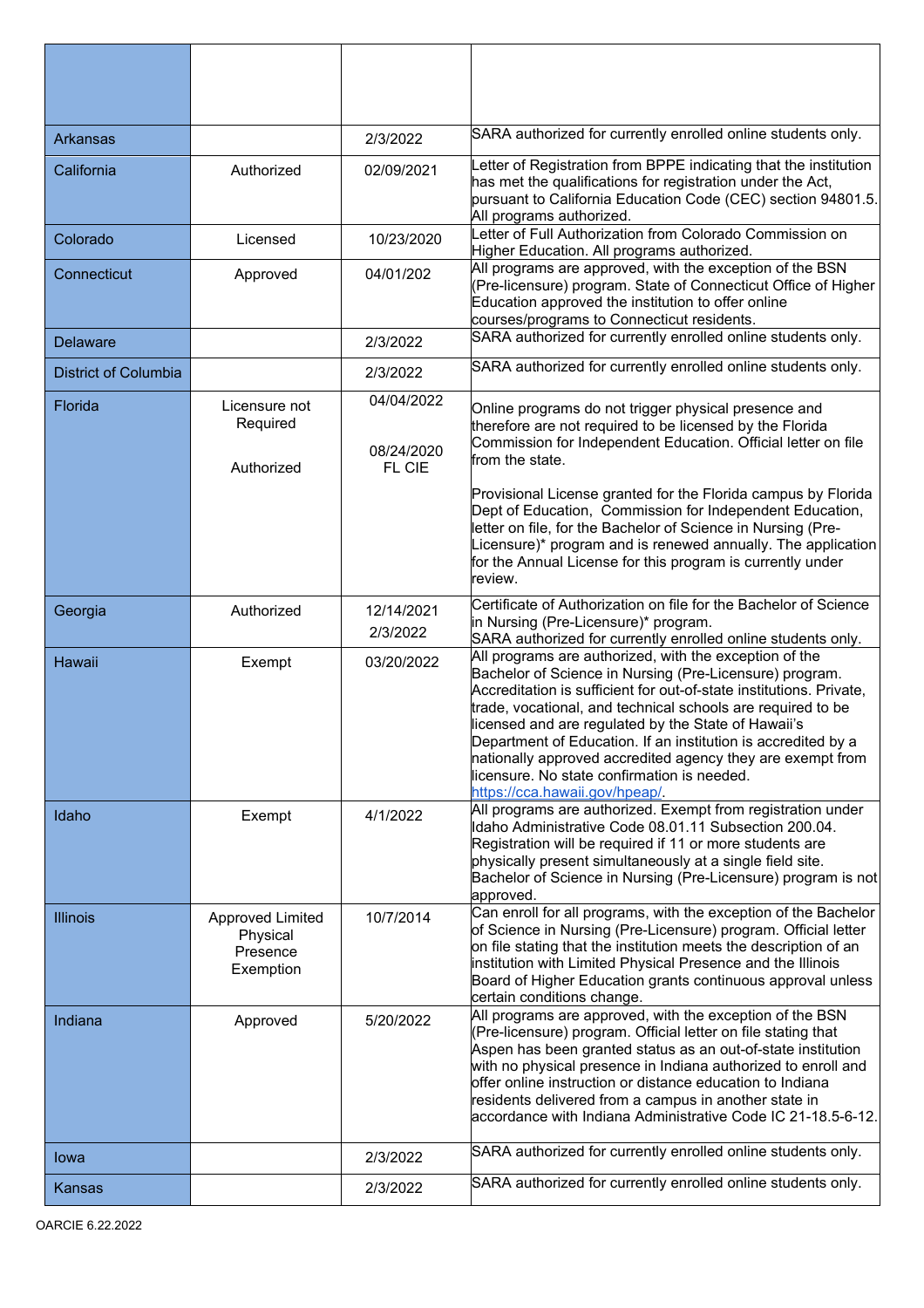| | | | |
|---|---|---|---|
| Arkansas | | 2/3/2022 | SARA authorized for currently enrolled online students only. |
| California | Authorized | 02/09/2021 | Letter of Registration from BPPE indicating that the institution has met the qualifications for registration under the Act, pursuant to California Education Code (CEC) section 94801.5. All programs authorized. |
| Colorado | Licensed | 10/23/2020 | Letter of Full Authorization from Colorado Commission on Higher Education. All programs authorized. |
| Connecticut | Approved | 04/01/202 | All programs are approved, with the exception of the BSN (Pre-licensure) program. State of Connecticut Office of Higher Education approved the institution to offer online courses/programs to Connecticut residents. |
| Delaware | | 2/3/2022 | SARA authorized for currently enrolled online students only. |
| District of Columbia | | 2/3/2022 | SARA authorized for currently enrolled online students only. |
| Florida | Licensure not Required<br><br>Authorized | 04/04/2022<br><br>08/24/2020 FL CIE | Online programs do not trigger physical presence and therefore are not required to be licensed by the Florida Commission for Independent Education. Official letter on file from the state.<br><br>Provisional License granted for the Florida campus by Florida Dept of Education, Commission for Independent Education, letter on file, for the Bachelor of Science in Nursing (Pre-Licensure)* program and is renewed annually. The application for the Annual License for this program is currently under review. |
| Georgia | Authorized | 12/14/2021<br>2/3/2022 | Certificate of Authorization on file for the Bachelor of Science in Nursing (Pre-Licensure)* program.<br>SARA authorized for currently enrolled online students only. |
| Hawaii | Exempt | 03/20/2022 | All programs are authorized, with the exception of the Bachelor of Science in Nursing (Pre-Licensure) program. Accreditation is sufficient for out-of-state institutions. Private, trade, vocational, and technical schools are required to be licensed and are regulated by the State of Hawaii's Department of Education. If an institution is accredited by a nationally approved accredited agency they are exempt from licensure. No state confirmation is needed. https://cca.hawaii.gov/hpeap/. |
| Idaho | Exempt | 4/1/2022 | All programs are authorized. Exempt from registration under Idaho Administrative Code 08.01.11 Subsection 200.04. Registration will be required if 11 or more students are physically present simultaneously at a single field site. Bachelor of Science in Nursing (Pre-Licensure) program is not approved. |
| Illinois | Approved Limited Physical Presence Exemption | 10/7/2014 | Can enroll for all programs, with the exception of the Bachelor of Science in Nursing (Pre-Licensure) program. Official letter on file stating that the institution meets the description of an institution with Limited Physical Presence and the Illinois Board of Higher Education grants continuous approval unless certain conditions change. |
| Indiana | Approved | 5/20/2022 | All programs are approved, with the exception of the BSN (Pre-licensure) program. Official letter on file stating that Aspen has been granted status as an out-of-state institution with no physical presence in Indiana authorized to enroll and offer online instruction or distance education to Indiana residents delivered from a campus in another state in accordance with Indiana Administrative Code IC 21-18.5-6-12. |
| Iowa | | 2/3/2022 | SARA authorized for currently enrolled online students only. |
| Kansas | | 2/3/2022 | SARA authorized for currently enrolled online students only. |

OARCIE 6.22.2022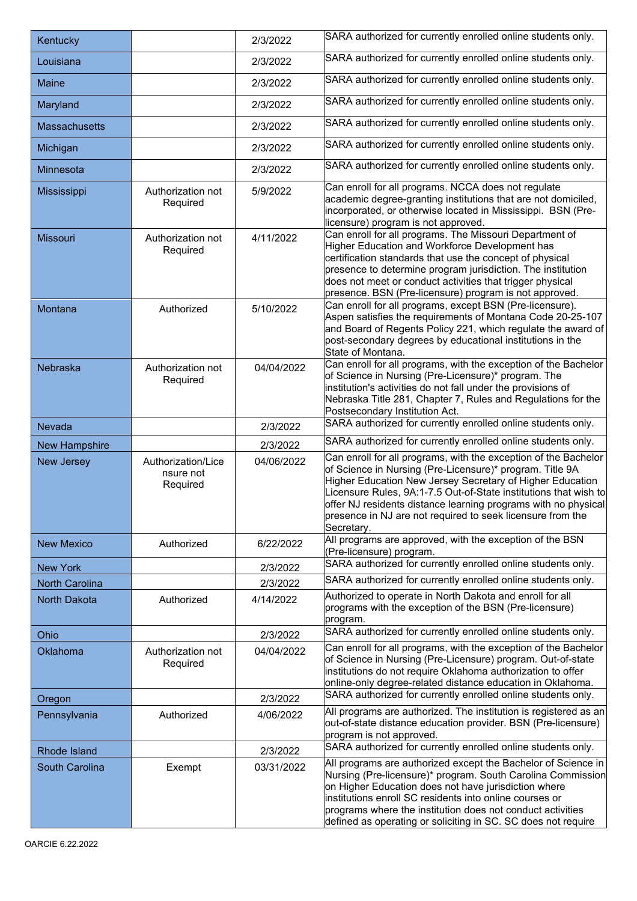| | | | |
|---|---|---|---|
| Kentucky | | 2/3/2022 | SARA authorized for currently enrolled online students only. |
| Louisiana | | 2/3/2022 | SARA authorized for currently enrolled online students only. |
| Maine | | 2/3/2022 | SARA authorized for currently enrolled online students only. |
| Maryland | | 2/3/2022 | SARA authorized for currently enrolled online students only. |
| Massachusetts | | 2/3/2022 | SARA authorized for currently enrolled online students only. |
| Michigan | | 2/3/2022 | SARA authorized for currently enrolled online students only. |
| Minnesota | | 2/3/2022 | SARA authorized for currently enrolled online students only. |
| Mississippi | Authorization not Required | 5/9/2022 | Can enroll for all programs. NCCA does not regulate academic degree-granting institutions that are not domiciled, incorporated, or otherwise located in Mississippi. BSN (Pre-licensure) program is not approved. |
| Missouri | Authorization not Required | 4/11/2022 | Can enroll for all programs. The Missouri Department of Higher Education and Workforce Development has certification standards that use the concept of physical presence to determine program jurisdiction. The institution does not meet or conduct activities that trigger physical presence. BSN (Pre-licensure) program is not approved. |
| Montana | Authorized | 5/10/2022 | Can enroll for all programs, except BSN (Pre-licensure). Aspen satisfies the requirements of Montana Code 20-25-107 and Board of Regents Policy 221, which regulate the award of post-secondary degrees by educational institutions in the State of Montana. |
| Nebraska | Authorization not Required | 04/04/2022 | Can enroll for all programs, with the exception of the Bachelor of Science in Nursing (Pre-Licensure)* program. The institution's activities do not fall under the provisions of Nebraska Title 281, Chapter 7, Rules and Regulations for the Postsecondary Institution Act. |
| Nevada | | 2/3/2022 | SARA authorized for currently enrolled online students only. |
| New Hampshire | | 2/3/2022 | SARA authorized for currently enrolled online students only. |
| New Jersey | Authorization/Licensure not Required | 04/06/2022 | Can enroll for all programs, with the exception of the Bachelor of Science in Nursing (Pre-Licensure)* program. Title 9A Higher Education New Jersey Secretary of Higher Education Licensure Rules, 9A:1-7.5 Out-of-State institutions that wish to offer NJ residents distance learning programs with no physical presence in NJ are not required to seek licensure from the Secretary. |
| New Mexico | Authorized | 6/22/2022 | All programs are approved, with the exception of the BSN (Pre-licensure) program. |
| New York | | 2/3/2022 | SARA authorized for currently enrolled online students only. |
| North Carolina | | 2/3/2022 | SARA authorized for currently enrolled online students only. |
| North Dakota | Authorized | 4/14/2022 | Authorized to operate in North Dakota and enroll for all programs with the exception of the BSN (Pre-licensure) program. |
| Ohio | | 2/3/2022 | SARA authorized for currently enrolled online students only. |
| Oklahoma | Authorization not Required | 04/04/2022 | Can enroll for all programs, with the exception of the Bachelor of Science in Nursing (Pre-Licensure) program. Out-of-state institutions do not require Oklahoma authorization to offer online-only degree-related distance education in Oklahoma. |
| Oregon | | 2/3/2022 | SARA authorized for currently enrolled online students only. |
| Pennsylvania | Authorized | 4/06/2022 | All programs are authorized. The institution is registered as an out-of-state distance education provider. BSN (Pre-licensure) program is not approved. |
| Rhode Island | | 2/3/2022 | SARA authorized for currently enrolled online students only. |
| South Carolina | Exempt | 03/31/2022 | All programs are authorized except the Bachelor of Science in Nursing (Pre-licensure)* program. South Carolina Commission on Higher Education does not have jurisdiction where institutions enroll SC residents into online courses or programs where the institution does not conduct activities defined as operating or soliciting in SC. SC does not require |

OARCIE 6.22.2022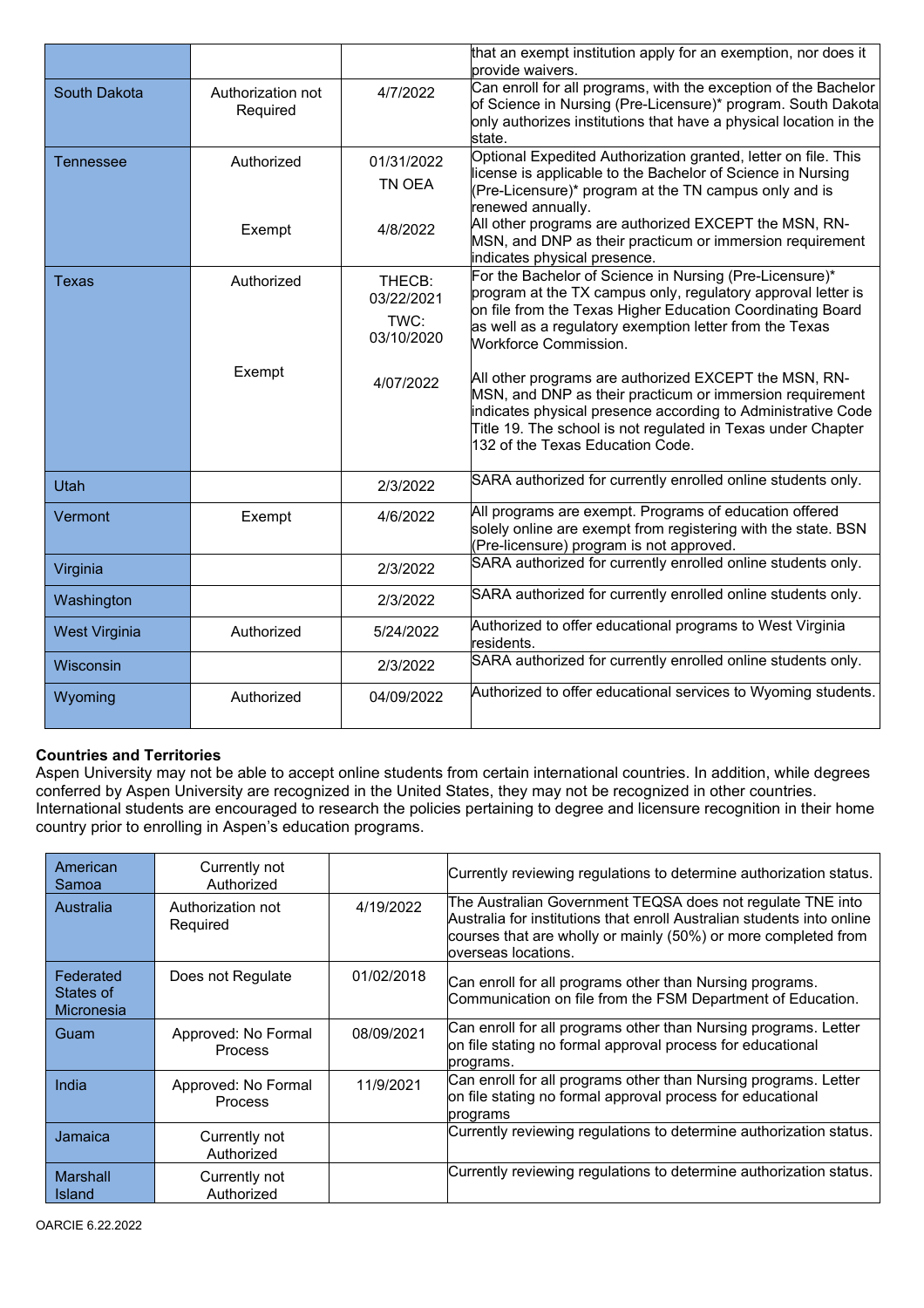| | | | |
|---|---|---|---|
| | | | that an exempt institution apply for an exemption, nor does it provide waivers. |
| South Dakota | Authorization not Required | 4/7/2022 | Can enroll for all programs, with the exception of the Bachelor of Science in Nursing (Pre-Licensure)* program. South Dakota only authorizes institutions that have a physical location in the state. |
| Tennessee | Authorized<br><br>Exempt | 01/31/2022<br>TN OEA<br><br>4/8/2022 | Optional Expedited Authorization granted, letter on file. This license is applicable to the Bachelor of Science in Nursing (Pre-Licensure)* program at the TN campus only and is renewed annually.<br>All other programs are authorized EXCEPT the MSN, RN-MSN, and DNP as their practicum or immersion requirement indicates physical presence. |
| Texas | Authorized<br><br>Exempt | THECB: 03/22/2021<br>TWC: 03/10/2020<br><br>4/07/2022 | For the Bachelor of Science in Nursing (Pre-Licensure)* program at the TX campus only, regulatory approval letter is on file from the Texas Higher Education Coordinating Board as well as a regulatory exemption letter from the Texas Workforce Commission.<br><br>All other programs are authorized EXCEPT the MSN, RN-MSN, and DNP as their practicum or immersion requirement indicates physical presence according to Administrative Code Title 19. The school is not regulated in Texas under Chapter 132 of the Texas Education Code. |
| Utah | | 2/3/2022 | SARA authorized for currently enrolled online students only. |
| Vermont | Exempt | 4/6/2022 | All programs are exempt. Programs of education offered solely online are exempt from registering with the state. BSN (Pre-licensure) program is not approved. |
| Virginia | | 2/3/2022 | SARA authorized for currently enrolled online students only. |
| Washington | | 2/3/2022 | SARA authorized for currently enrolled online students only. |
| West Virginia | Authorized | 5/24/2022 | Authorized to offer educational programs to West Virginia residents. |
| Wisconsin | | 2/3/2022 | SARA authorized for currently enrolled online students only. |
| Wyoming | Authorized | 04/09/2022 | Authorized to offer educational services to Wyoming students. |

**Countries and Territories**

Aspen University may not be able to accept online students from certain international countries. In addition, while degrees conferred by Aspen University are recognized in the United States, they may not be recognized in other countries. International students are encouraged to research the policies pertaining to degree and licensure recognition in their home country prior to enrolling in Aspen's education programs.

| | | | |
|---|---|---|---|
| American Samoa | Currently not Authorized | | Currently reviewing regulations to determine authorization status. |
| Australia | Authorization not Required | 4/19/2022 | The Australian Government TEQSA does not regulate TNE into Australia for institutions that enroll Australian students into online courses that are wholly or mainly (50%) or more completed from overseas locations. |
| Federated States of Micronesia | Does not Regulate | 01/02/2018 | Can enroll for all programs other than Nursing programs. Communication on file from the FSM Department of Education. |
| Guam | Approved: No Formal Process | 08/09/2021 | Can enroll for all programs other than Nursing programs. Letter on file stating no formal approval process for educational programs. |
| India | Approved: No Formal Process | 11/9/2021 | Can enroll for all programs other than Nursing programs. Letter on file stating no formal approval process for educational programs |
| Jamaica | Currently not Authorized | | Currently reviewing regulations to determine authorization status. |
| Marshall Island | Currently not Authorized | | Currently reviewing regulations to determine authorization status. |

ORACIE 6.22.2022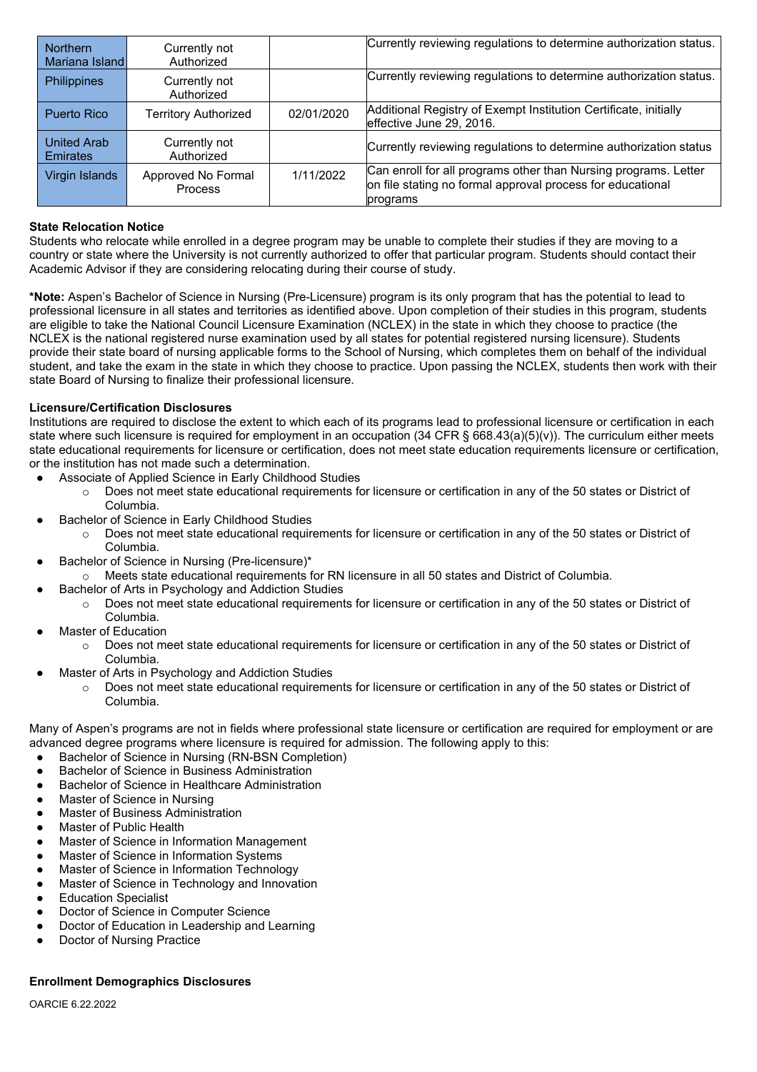| Northern Mariana Island | Currently not Authorized | | Currently reviewing regulations to determine authorization status. |
|---|---|---|---|
| Philippines | Currently not Authorized | | Currently reviewing regulations to determine authorization status. |
| Puerto Rico | Territory Authorized | 02/01/2020 | Additional Registry of Exempt Institution Certificate, initially effective June 29, 2016. |
| United Arab Emirates | Currently not Authorized | | Currently reviewing regulations to determine authorization status |
| Virgin Islands | Approved No Formal Process | 1/11/2022 | Can enroll for all programs other than Nursing programs. Letter on file stating no formal approval process for educational programs |

**State Relocation Notice**

Students who relocate while enrolled in a degree program may be unable to complete their studies if they are moving to a country or state where the University is not currently authorized to offer that particular program. Students should contact their Academic Advisor if they are considering relocating during their course of study.

***Note:** Aspen's Bachelor of Science in Nursing (Pre-Licensure) program is its only program that has the potential to lead to professional licensure in all states and territories as identified above. Upon completion of their studies in this program, students are eligible to take the National Council Licensure Examination (NCLEX) in the state in which they choose to practice (the NCLEX is the national registered nurse examination used by all states for potential registered nursing licensure). Students provide their state board of nursing applicable forms to the School of Nursing, which completes them on behalf of the individual student, and take the exam in the state in which they choose to practice. Upon passing the NCLEX, students then work with their state Board of Nursing to finalize their professional licensure.

**Licensure/Certification Disclosures**

Institutions are required to disclose the extent to which each of its programs lead to professional licensure or certification in each state where such licensure is required for employment in an occupation (34 CFR § 668.43(a)(5)(v)). The curriculum either meets state educational requirements for licensure or certification, does not meet state education requirements licensure or certification, or the institution has not made such a determination.

- Associate of Applied Science in Early Childhood Studies
  - Does not meet state educational requirements for licensure or certification in any of the 50 states or District of Columbia.
- Bachelor of Science in Early Childhood Studies
  - Does not meet state educational requirements for licensure or certification in any of the 50 states or District of Columbia.
- Bachelor of Science in Nursing (Pre-licensure)*
  - Meets state educational requirements for RN licensure in all 50 states and District of Columbia.
- Bachelor of Arts in Psychology and Addiction Studies
  - Does not meet state educational requirements for licensure or certification in any of the 50 states or District of Columbia.
- Master of Education
  - Does not meet state educational requirements for licensure or certification in any of the 50 states or District of Columbia.
- Master of Arts in Psychology and Addiction Studies
  - Does not meet state educational requirements for licensure or certification in any of the 50 states or District of Columbia.

Many of Aspen's programs are not in fields where professional state licensure or certification are required for employment or are advanced degree programs where licensure is required for admission. The following apply to this:

- Bachelor of Science in Nursing (RN-BSN Completion)
- Bachelor of Science in Business Administration
- Bachelor of Science in Healthcare Administration
- Master of Science in Nursing
- Master of Business Administration
- Master of Public Health
- Master of Science in Information Management
- Master of Science in Information Systems
- Master of Science in Information Technology
- Master of Science in Technology and Innovation
- Education Specialist
- Doctor of Science in Computer Science
- Doctor of Education in Leadership and Learning
- Doctor of Nursing Practice

**Enrollment Demographics Disclosures**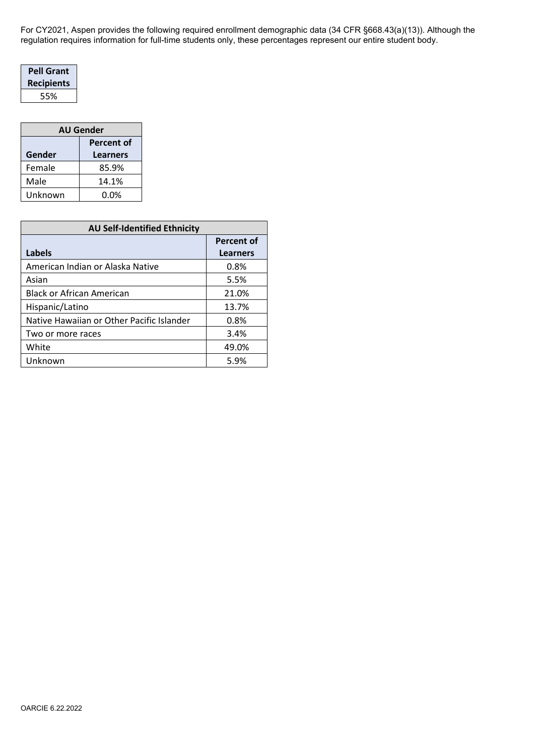For CY2021, Aspen provides the following required enrollment demographic data (34 CFR §668.43(a)(13)). Although the regulation requires information for full-time students only, these percentages represent our entire student body.

| Pell Grant Recipients |
|---|
| 55% |

| AU Gender | |
|---|---|
| Gender | Percent of Learners |
| Female | 85.9% |
| Male | 14.1% |
| Unknown | 0.0% |

| AU Self-Identified Ethnicity | |
|---|---|
| Labels | Percent of Learners |
| American Indian or Alaska Native | 0.8% |
| Asian | 5.5% |
| Black or African American | 21.0% |
| Hispanic/Latino | 13.7% |
| Native Hawaiian or Other Pacific Islander | 0.8% |
| Two or more races | 3.4% |
| White | 49.0% |
| Unknown | 5.9% |

OARCIE 6.22.2022